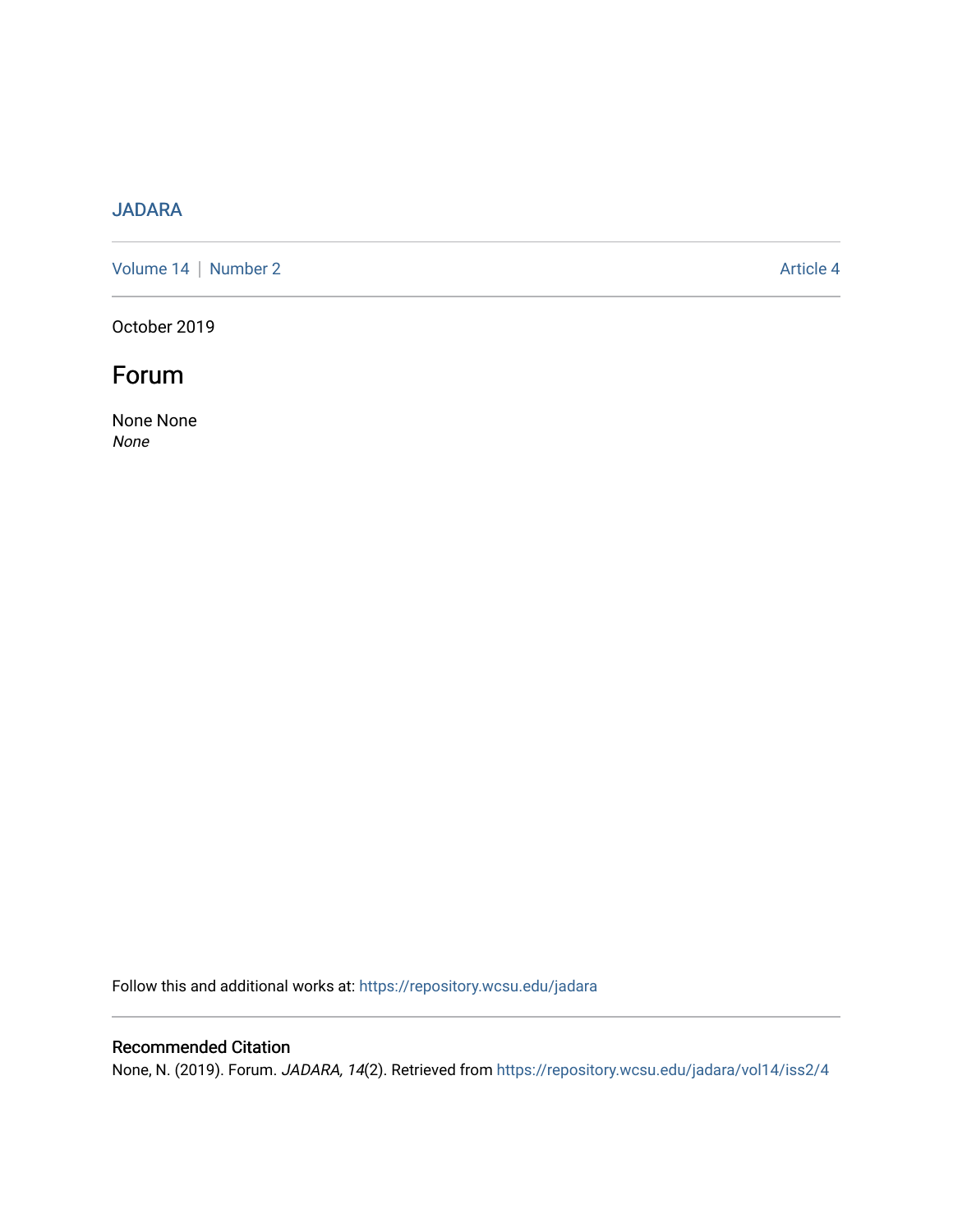JADARA

Volume 14 | Number 2 Article 4

October 2019

# Forum

None None
*None*

Follow this and additional works at: https://repository.wcsu.edu/jadara

## Recommended Citation

None, N. (2019). Forum. *JADARA, 14*(2). Retrieved from https://repository.wcsu.edu/jadara/vol14/iss2/4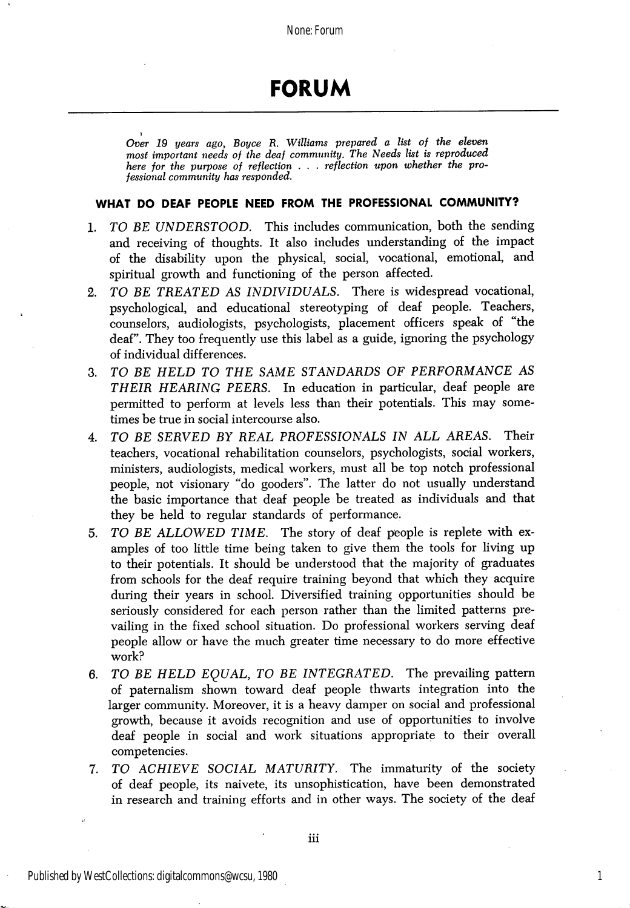# FORUM

*Over 19 years ago, Boyce R. Williams prepared a list of the eleven most important needs of the deaf community. The Needs list is reproduced here for the purpose of reflection . . . reflection upon whether the professional community has responded.*

### WHAT DO DEAF PEOPLE NEED FROM THE PROFESSIONAL COMMUNITY?

1. *TO BE UNDERSTOOD.* This includes communication, both the sending and receiving of thoughts. It also includes understanding of the impact of the disability upon the physical, social, vocational, emotional, and spiritual growth and functioning of the person affected.
2. *TO BE TREATED AS INDIVIDUALS.* There is widespread vocational, psychological, and educational stereotyping of deaf people. Teachers, counselors, audiologists, psychologists, placement officers speak of "the deaf". They too frequently use this label as a guide, ignoring the psychology of individual differences.
3. *TO BE HELD TO THE SAME STANDARDS OF PERFORMANCE AS THEIR HEARING PEERS.* In education in particular, deaf people are permitted to perform at levels less than their potentials. This may sometimes be true in social intercourse also.
4. *TO BE SERVED BY REAL PROFESSIONALS IN ALL AREAS.* Their teachers, vocational rehabilitation counselors, psychologists, social workers, ministers, audiologists, medical workers, must all be top notch professional people, not visionary "do gooders". The latter do not usually understand the basic importance that deaf people be treated as individuals and that they be held to regular standards of performance.
5. *TO BE ALLOWED TIME.* The story of deaf people is replete with examples of too little time being taken to give them the tools for living up to their potentials. It should be understood that the majority of graduates from schools for the deaf require training beyond that which they acquire during their years in school. Diversified training opportunities should be seriously considered for each person rather than the limited patterns prevailing in the fixed school situation. Do professional workers serving deaf people allow or have the much greater time necessary to do more effective work?
6. *TO BE HELD EQUAL, TO BE INTEGRATED.* The prevailing pattern of paternalism shown toward deaf people thwarts integration into the larger community. Moreover, it is a heavy damper on social and professional growth, because it avoids recognition and use of opportunities to involve deaf people in social and work situations appropriate to their overall competencies.
7. *TO ACHIEVE SOCIAL MATURITY.* The immaturity of the society of deaf people, its naivete, its unsophistication, have been demonstrated in research and training efforts and in other ways. The society of the deaf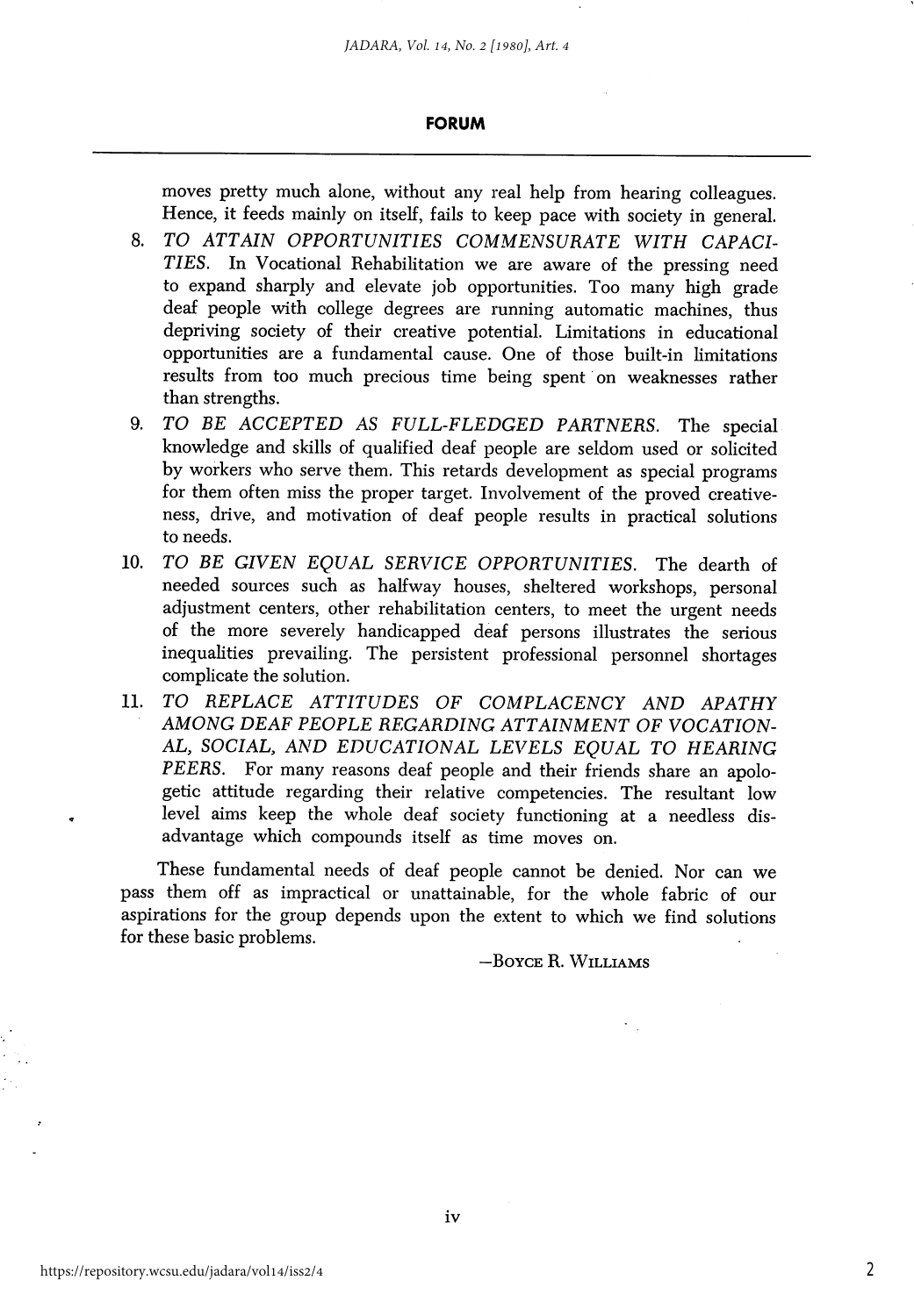moves pretty much alone, without any real help from hearing colleagues. Hence, it feeds mainly on itself, fails to keep pace with society in general.

8. *TO ATTAIN OPPORTUNITIES COMMENSURATE WITH CAPACITIES.* In Vocational Rehabilitation we are aware of the pressing need to expand sharply and elevate job opportunities. Too many high grade deaf people with college degrees are running automatic machines, thus depriving society of their creative potential. Limitations in educational opportunities are a fundamental cause. One of those built-in limitations results from too much precious time being spent on weaknesses rather than strengths.
9. *TO BE ACCEPTED AS FULL-FLEDGED PARTNERS.* The special knowledge and skills of qualified deaf people are seldom used or solicited by workers who serve them. This retards development as special programs for them often miss the proper target. Involvement of the proved creativeness, drive, and motivation of deaf people results in practical solutions to needs.
10. *TO BE GIVEN EQUAL SERVICE OPPORTUNITIES.* The dearth of needed sources such as halfway houses, sheltered workshops, personal adjustment centers, other rehabilitation centers, to meet the urgent needs of the more severely handicapped deaf persons illustrates the serious inequalities prevailing. The persistent professional personnel shortages complicate the solution.
11. *TO REPLACE ATTITUDES OF COMPLACENCY AND APATHY AMONG DEAF PEOPLE REGARDING ATTAINMENT OF VOCATIONAL, SOCIAL, AND EDUCATIONAL LEVELS EQUAL TO HEARING PEERS.* For many reasons deaf people and their friends share an apologetic attitude regarding their relative competencies. The resultant low level aims keep the whole deaf society functioning at a needless disadvantage which compounds itself as time moves on.

These fundamental needs of deaf people cannot be denied. Nor can we pass them off as impractical or unattainable, for the whole fabric of our aspirations for the group depends upon the extent to which we find solutions for these basic problems.

—Boyce R. Williams